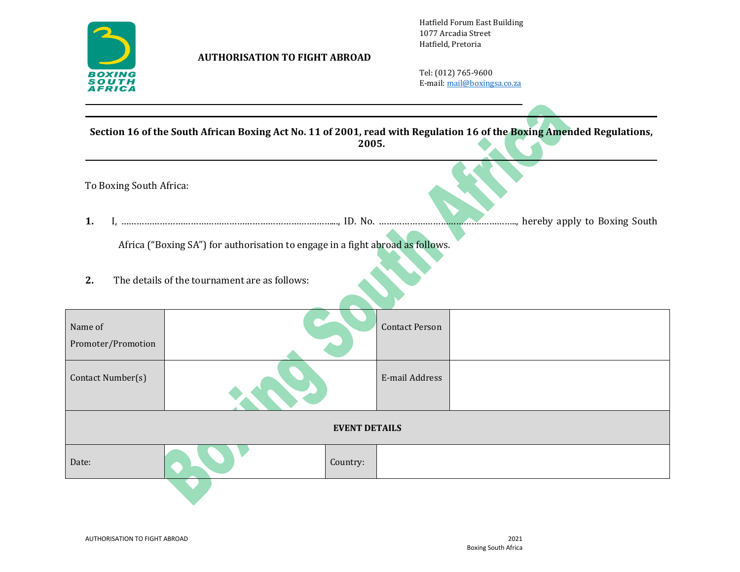BOXING SOUTH AFRICA

## AUTHORISATION TO FIGHT ABROAD

Hatfield Forum East Building
1077 Arcadia Street
Hatfield, Pretoria

Tel: (012) 765-9600
E-mail: mail@boxingsa.co.za

---

**Section 16 of the South African Boxing Act No. 11 of 2001, read with Regulation 16 of the Boxing Amended Regulations, 2005.**

---

To Boxing South Africa:

**1.** I, ……………………………………………………………………………., ID. No. ………………………………………………., hereby apply to Boxing South Africa ("Boxing SA") for authorisation to engage in a fight abroad as follows.

**2.** The details of the tournament are as follows:

| Name of Promoter/Promotion | | Contact Person | |
|---|---|---|---|
| Contact Number(s) | | E-mail Address | |
| **EVENT DETAILS** | | | |
| Date: | | Country: | |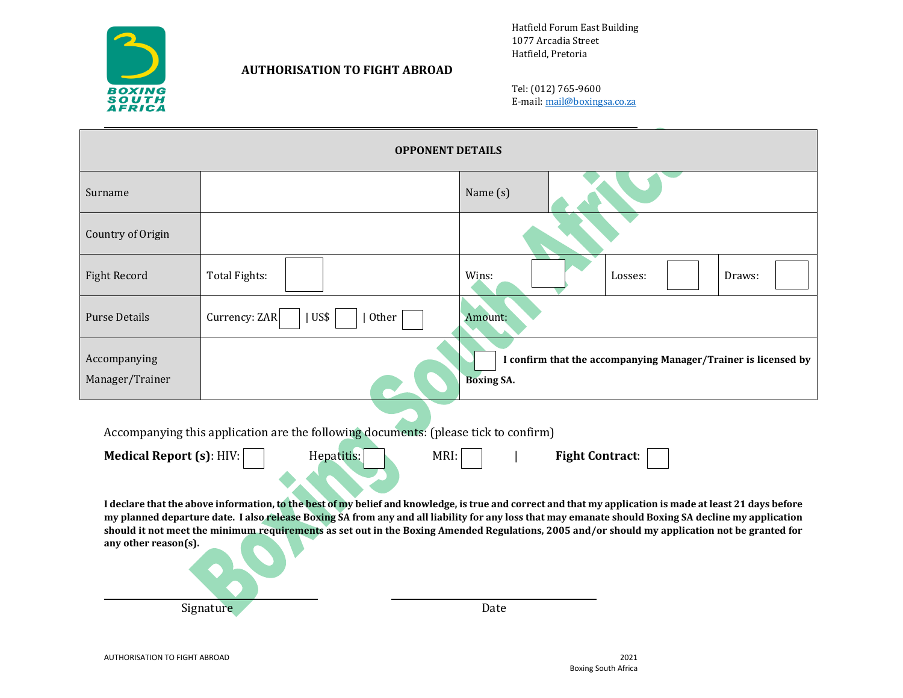Hatfield Forum East Building
1077 Arcadia Street
Hatfield, Pretoria

Tel: (012) 765-9600
E-mail: mail@boxingsa.co.za

**AUTHORISATION TO FIGHT ABROAD**

| **OPPONENT DETAILS** | | | | | | | |
|---|---|---|---|---|---|---|---|
| Surname | | Name (s) | | | | | |
| Country of Origin | | | | | | | |
| Fight Record | Total Fights: ☐ | Wins: ☐ | | Losses: ☐ | | Draws: ☐ | |
| Purse Details | Currency: ZAR ☐ \| US$ ☐ \| Other ☐ | Amount: | | | | | |
| Accompanying Manager/Trainer | | ☐ **I confirm that the accompanying Manager/Trainer is licensed by Boxing SA.** | | | | | |

Accompanying this application are the following documents: (please tick to confirm)

**Medical Report (s)**: HIV: ☐ Hepatitis: ☐ MRI: ☐ | **Fight Contract**: ☐

**I declare that the above information, to the best of my belief and knowledge, is true and correct and that my application is made at least 21 days before my planned departure date. I also release Boxing SA from any and all liability for any loss that may emanate should Boxing SA decline my application should it not meet the minimum requirements as set out in the Boxing Amended Regulations, 2005 and/or should my application not be granted for any other reason(s).**

_____________________ Signature

_____________________ Date